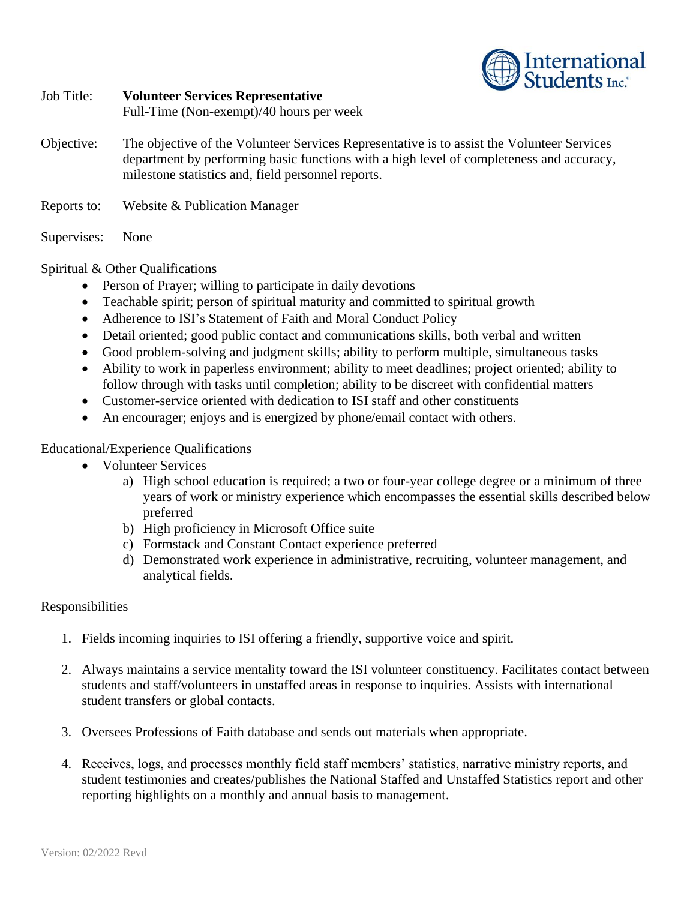Job Title: **Volunteer Services Representative**
Full-Time (Non-exempt)/40 hours per week

Objective: The objective of the Volunteer Services Representative is to assist the Volunteer Services department by performing basic functions with a high level of completeness and accuracy, milestone statistics and, field personnel reports.

Reports to: Website & Publication Manager

Supervises: None

Spiritual & Other Qualifications

- Person of Prayer; willing to participate in daily devotions
- Teachable spirit; person of spiritual maturity and committed to spiritual growth
- Adherence to ISI's Statement of Faith and Moral Conduct Policy
- Detail oriented; good public contact and communications skills, both verbal and written
- Good problem-solving and judgment skills; ability to perform multiple, simultaneous tasks
- Ability to work in paperless environment; ability to meet deadlines; project oriented; ability to follow through with tasks until completion; ability to be discreet with confidential matters
- Customer-service oriented with dedication to ISI staff and other constituents
- An encourager; enjoys and is energized by phone/email contact with others.

Educational/Experience Qualifications

- Volunteer Services
  a) High school education is required; a two or four-year college degree or a minimum of three years of work or ministry experience which encompasses the essential skills described below preferred
  b) High proficiency in Microsoft Office suite
  c) Formstack and Constant Contact experience preferred
  d) Demonstrated work experience in administrative, recruiting, volunteer management, and analytical fields.

Responsibilities

1. Fields incoming inquiries to ISI offering a friendly, supportive voice and spirit.

2. Always maintains a service mentality toward the ISI volunteer constituency. Facilitates contact between students and staff/volunteers in unstaffed areas in response to inquiries. Assists with international student transfers or global contacts.

3. Oversees Professions of Faith database and sends out materials when appropriate.

4. Receives, logs, and processes monthly field staff members' statistics, narrative ministry reports, and student testimonies and creates/publishes the National Staffed and Unstaffed Statistics report and other reporting highlights on a monthly and annual basis to management.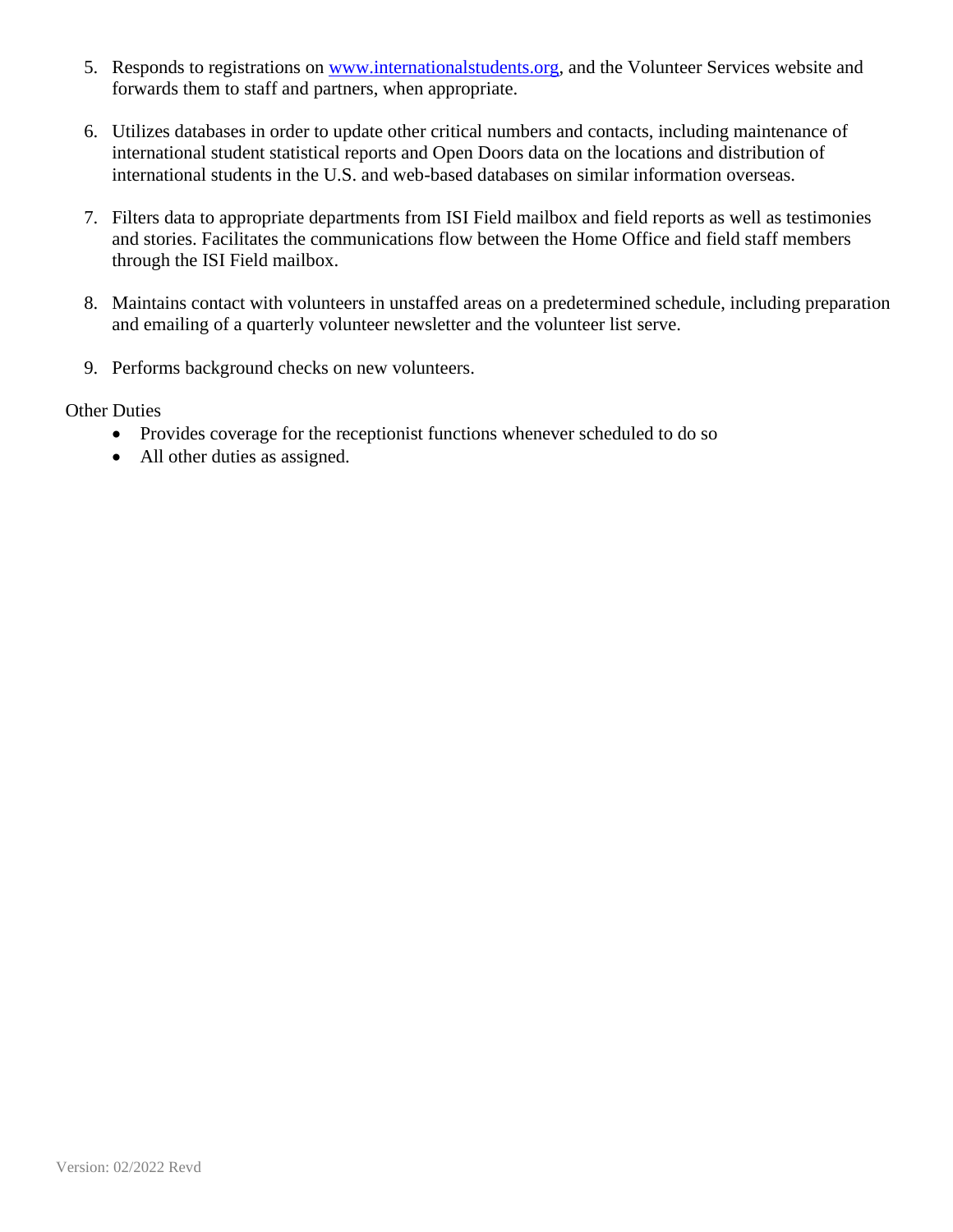5. Responds to registrations on [www.internationalstudents.org](http://www.internationalstudents.org), and the Volunteer Services website and forwards them to staff and partners, when appropriate.

6. Utilizes databases in order to update other critical numbers and contacts, including maintenance of international student statistical reports and Open Doors data on the locations and distribution of international students in the U.S. and web-based databases on similar information overseas.

7. Filters data to appropriate departments from ISI Field mailbox and field reports as well as testimonies and stories. Facilitates the communications flow between the Home Office and field staff members through the ISI Field mailbox.

8. Maintains contact with volunteers in unstaffed areas on a predetermined schedule, including preparation and emailing of a quarterly volunteer newsletter and the volunteer list serve.

9. Performs background checks on new volunteers.

Other Duties

- Provides coverage for the receptionist functions whenever scheduled to do so
- All other duties as assigned.

Version: 02/2022 Revd